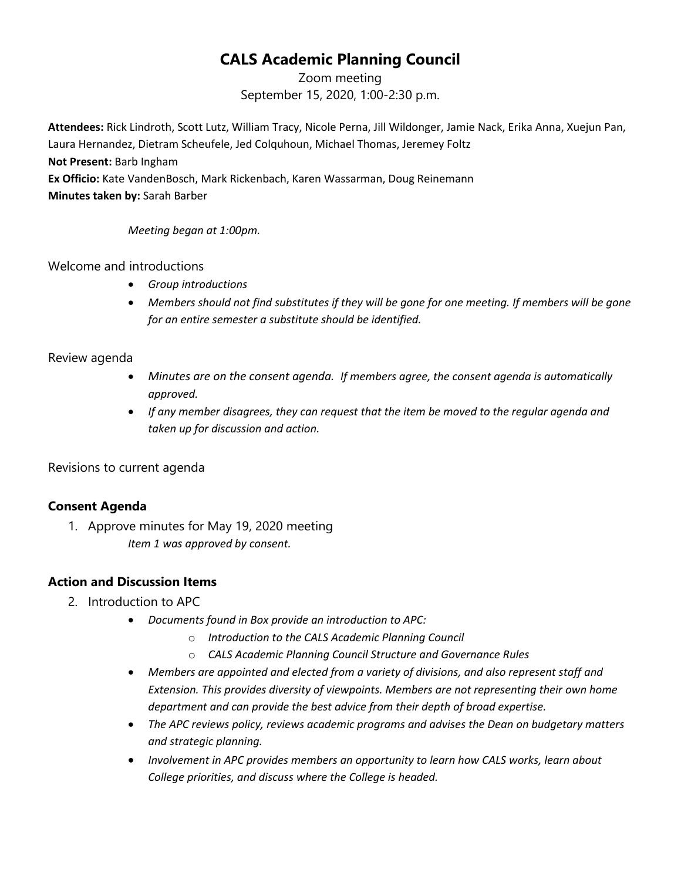# CALS Academic Planning Council

Zoom meeting
September 15, 2020, 1:00-2:30 p.m.

**Attendees:** Rick Lindroth, Scott Lutz, William Tracy, Nicole Perna, Jill Wildonger, Jamie Nack, Erika Anna, Xuejun Pan, Laura Hernandez, Dietram Scheufele, Jed Colquhoun, Michael Thomas, Jeremey Foltz
**Not Present:** Barb Ingham
**Ex Officio:** Kate VandenBosch, Mark Rickenbach, Karen Wassarman, Doug Reinemann
**Minutes taken by:** Sarah Barber

*Meeting began at 1:00pm.*

Welcome and introductions

- *Group introductions*
- *Members should not find substitutes if they will be gone for one meeting. If members will be gone for an entire semester a substitute should be identified.*

Review agenda

- *Minutes are on the consent agenda. If members agree, the consent agenda is automatically approved.*
- *If any member disagrees, they can request that the item be moved to the regular agenda and taken up for discussion and action.*

Revisions to current agenda

## Consent Agenda

1. Approve minutes for May 19, 2020 meeting
   *Item 1 was approved by consent.*

## Action and Discussion Items

2. Introduction to APC
   - *Documents found in Box provide an introduction to APC:*
     - *Introduction to the CALS Academic Planning Council*
     - *CALS Academic Planning Council Structure and Governance Rules*
   - *Members are appointed and elected from a variety of divisions, and also represent staff and Extension. This provides diversity of viewpoints. Members are not representing their own home department and can provide the best advice from their depth of broad expertise.*
   - *The APC reviews policy, reviews academic programs and advises the Dean on budgetary matters and strategic planning.*
   - *Involvement in APC provides members an opportunity to learn how CALS works, learn about College priorities, and discuss where the College is headed.*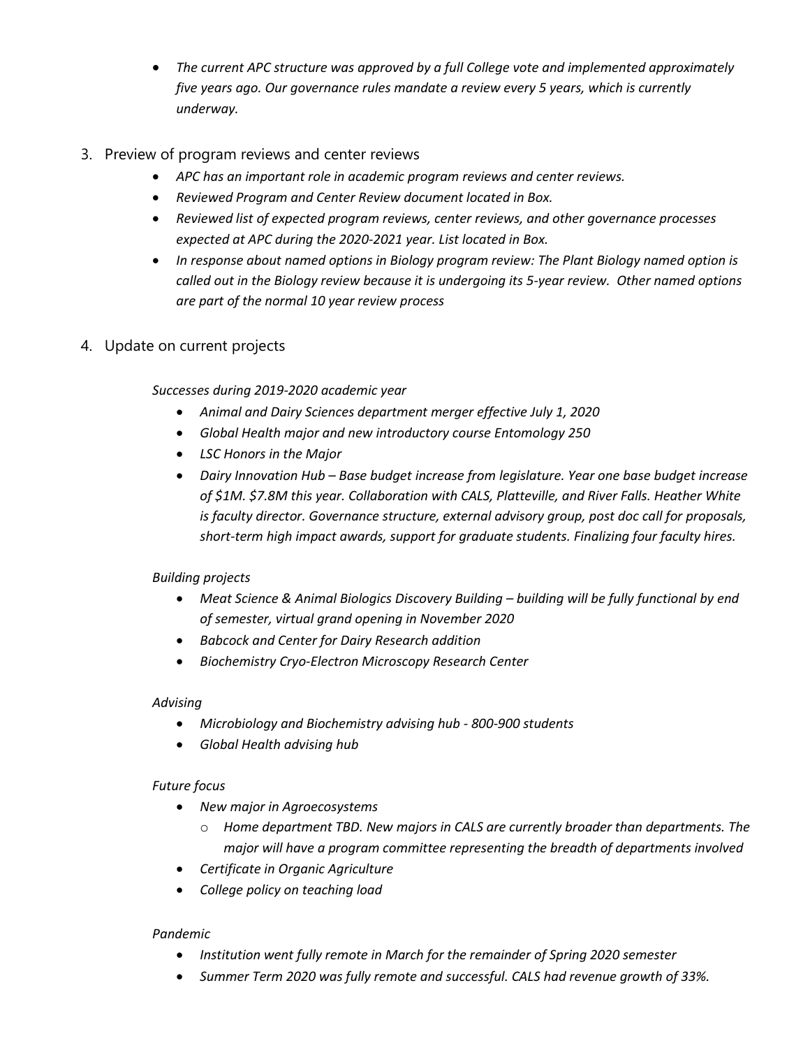- *The current APC structure was approved by a full College vote and implemented approximately five years ago. Our governance rules mandate a review every 5 years, which is currently underway.*

3. Preview of program reviews and center reviews
    - *APC has an important role in academic program reviews and center reviews.*
    - *Reviewed Program and Center Review document located in Box.*
    - *Reviewed list of expected program reviews, center reviews, and other governance processes expected at APC during the 2020-2021 year. List located in Box.*
    - *In response about named options in Biology program review: The Plant Biology named option is called out in the Biology review because it is undergoing its 5-year review. Other named options are part of the normal 10 year review process*

4. Update on current projects

    *Successes during 2019-2020 academic year*

    - *Animal and Dairy Sciences department merger effective July 1, 2020*
    - *Global Health major and new introductory course Entomology 250*
    - *LSC Honors in the Major*
    - *Dairy Innovation Hub – Base budget increase from legislature. Year one base budget increase of $1M. $7.8M this year. Collaboration with CALS, Platteville, and River Falls. Heather White is faculty director. Governance structure, external advisory group, post doc call for proposals, short-term high impact awards, support for graduate students. Finalizing four faculty hires.*

    *Building projects*

    - *Meat Science & Animal Biologics Discovery Building – building will be fully functional by end of semester, virtual grand opening in November 2020*
    - *Babcock and Center for Dairy Research addition*
    - *Biochemistry Cryo-Electron Microscopy Research Center*

    *Advising*

    - *Microbiology and Biochemistry advising hub - 800-900 students*
    - *Global Health advising hub*

    *Future focus*

    - *New major in Agroecosystems*
        - *Home department TBD. New majors in CALS are currently broader than departments. The major will have a program committee representing the breadth of departments involved*
    - *Certificate in Organic Agriculture*
    - *College policy on teaching load*

    *Pandemic*

    - *Institution went fully remote in March for the remainder of Spring 2020 semester*
    - *Summer Term 2020 was fully remote and successful. CALS had revenue growth of 33%.*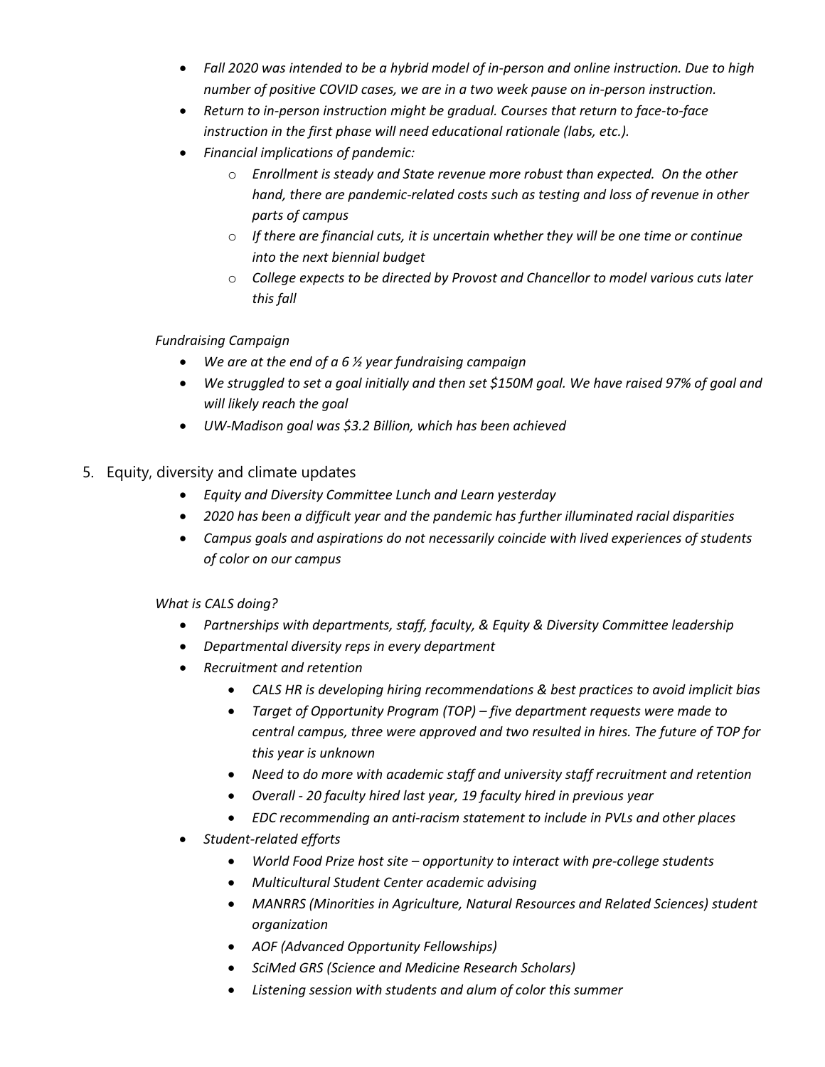- *Fall 2020 was intended to be a hybrid model of in-person and online instruction. Due to high number of positive COVID cases, we are in a two week pause on in-person instruction.*
- *Return to in-person instruction might be gradual. Courses that return to face-to-face instruction in the first phase will need educational rationale (labs, etc.).*
- *Financial implications of pandemic:*
    - *Enrollment is steady and State revenue more robust than expected. On the other hand, there are pandemic-related costs such as testing and loss of revenue in other parts of campus*
    - *If there are financial cuts, it is uncertain whether they will be one time or continue into the next biennial budget*
    - *College expects to be directed by Provost and Chancellor to model various cuts later this fall*

*Fundraising Campaign*

- *We are at the end of a 6 ½ year fundraising campaign*
- *We struggled to set a goal initially and then set $150M goal. We have raised 97% of goal and will likely reach the goal*
- *UW-Madison goal was $3.2 Billion, which has been achieved*

5. Equity, diversity and climate updates
    - *Equity and Diversity Committee Lunch and Learn yesterday*
    - *2020 has been a difficult year and the pandemic has further illuminated racial disparities*
    - *Campus goals and aspirations do not necessarily coincide with lived experiences of students of color on our campus*

*What is CALS doing?*

- *Partnerships with departments, staff, faculty, & Equity & Diversity Committee leadership*
- *Departmental diversity reps in every department*
- *Recruitment and retention*
    - *CALS HR is developing hiring recommendations & best practices to avoid implicit bias*
    - *Target of Opportunity Program (TOP) – five department requests were made to central campus, three were approved and two resulted in hires. The future of TOP for this year is unknown*
    - *Need to do more with academic staff and university staff recruitment and retention*
    - *Overall - 20 faculty hired last year, 19 faculty hired in previous year*
    - *EDC recommending an anti-racism statement to include in PVLs and other places*
- *Student-related efforts*
    - *World Food Prize host site – opportunity to interact with pre-college students*
    - *Multicultural Student Center academic advising*
    - *MANRRS (Minorities in Agriculture, Natural Resources and Related Sciences) student organization*
    - *AOF (Advanced Opportunity Fellowships)*
    - *SciMed GRS (Science and Medicine Research Scholars)*
    - *Listening session with students and alum of color this summer*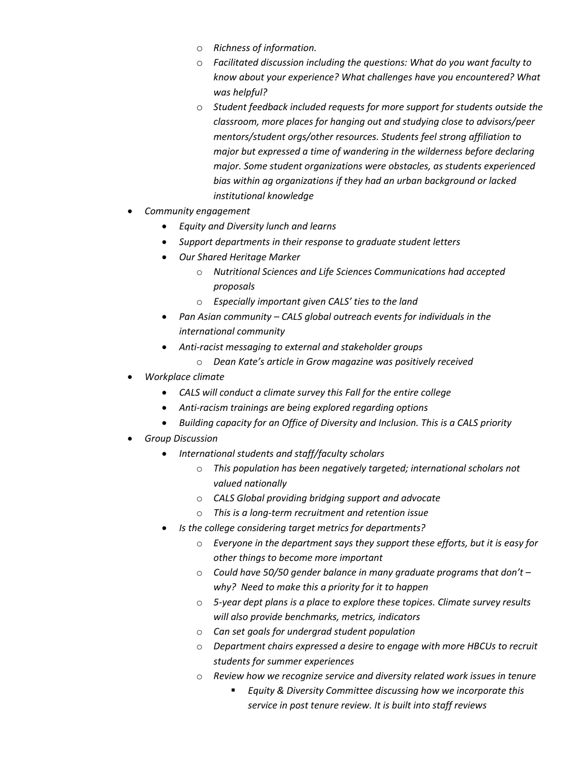- *Richness of information.*
    - *Facilitated discussion including the questions: What do you want faculty to know about your experience? What challenges have you encountered? What was helpful?*
    - *Student feedback included requests for more support for students outside the classroom, more places for hanging out and studying close to advisors/peer mentors/student orgs/other resources. Students feel strong affiliation to major but expressed a time of wandering in the wilderness before declaring major. Some student organizations were obstacles, as students experienced bias within ag organizations if they had an urban background or lacked institutional knowledge*

- *Community engagement*
  - *Equity and Diversity lunch and learns*
  - *Support departments in their response to graduate student letters*
  - *Our Shared Heritage Marker*
    - *Nutritional Sciences and Life Sciences Communications had accepted proposals*
    - *Especially important given CALS' ties to the land*
  - *Pan Asian community – CALS global outreach events for individuals in the international community*
  - *Anti-racist messaging to external and stakeholder groups*
    - *Dean Kate's article in Grow magazine was positively received*
- *Workplace climate*
  - *CALS will conduct a climate survey this Fall for the entire college*
  - *Anti-racism trainings are being explored regarding options*
  - *Building capacity for an Office of Diversity and Inclusion. This is a CALS priority*
- *Group Discussion*
  - *International students and staff/faculty scholars*
    - *This population has been negatively targeted; international scholars not valued nationally*
    - *CALS Global providing bridging support and advocate*
    - *This is a long-term recruitment and retention issue*
  - *Is the college considering target metrics for departments?*
    - *Everyone in the department says they support these efforts, but it is easy for other things to become more important*
    - *Could have 50/50 gender balance in many graduate programs that don't – why? Need to make this a priority for it to happen*
    - *5-year dept plans is a place to explore these topices. Climate survey results will also provide benchmarks, metrics, indicators*
    - *Can set goals for undergrad student population*
    - *Department chairs expressed a desire to engage with more HBCUs to recruit students for summer experiences*
    - *Review how we recognize service and diversity related work issues in tenure*
      - *Equity & Diversity Committee discussing how we incorporate this service in post tenure review. It is built into staff reviews*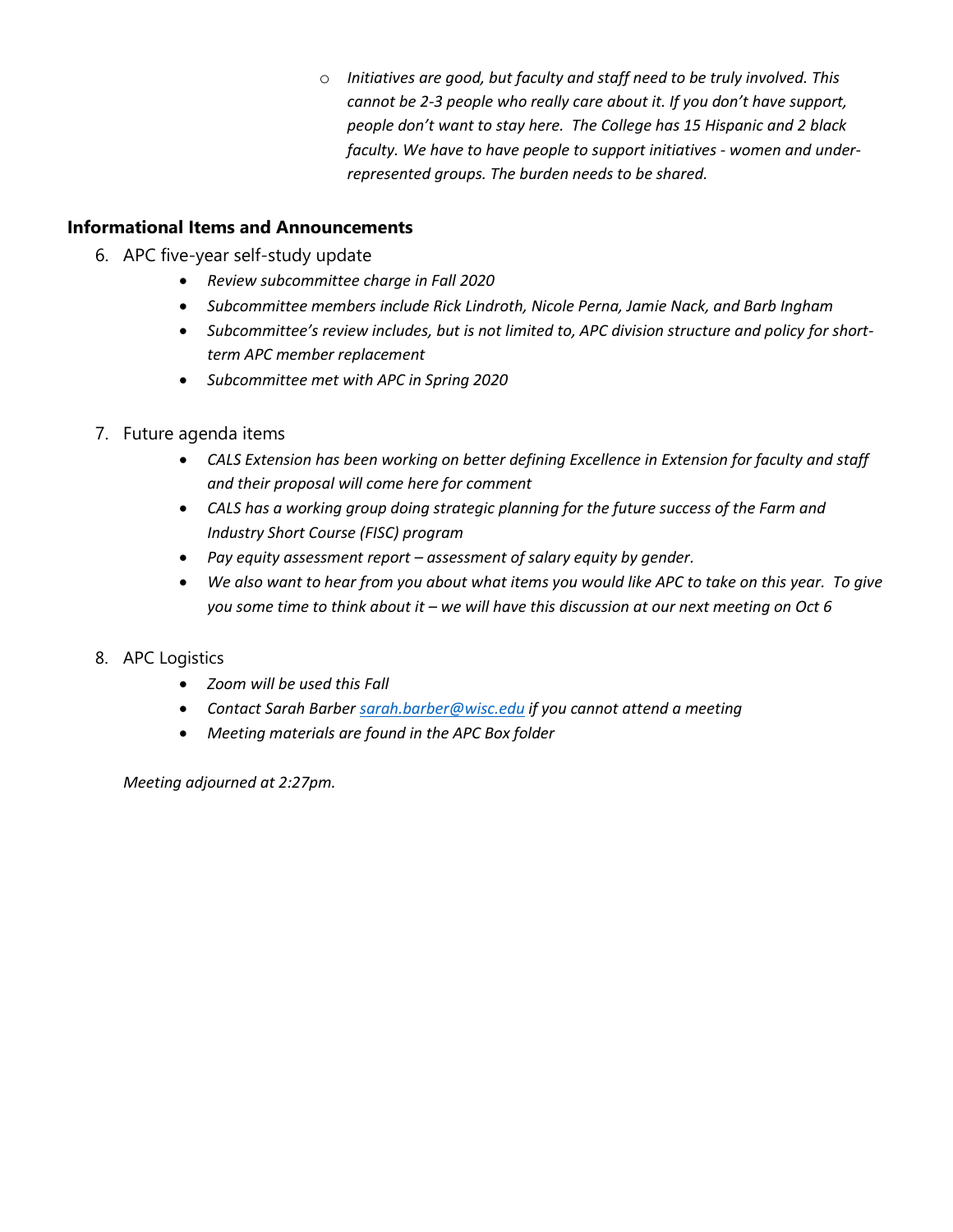- *Initiatives are good, but faculty and staff need to be truly involved. This cannot be 2-3 people who really care about it. If you don't have support, people don't want to stay here. The College has 15 Hispanic and 2 black faculty. We have to have people to support initiatives - women and under-represented groups. The burden needs to be shared.*

### Informational Items and Announcements

6. APC five-year self-study update
   - *Review subcommittee charge in Fall 2020*
   - *Subcommittee members include Rick Lindroth, Nicole Perna, Jamie Nack, and Barb Ingham*
   - *Subcommittee's review includes, but is not limited to, APC division structure and policy for short-term APC member replacement*
   - *Subcommittee met with APC in Spring 2020*

7. Future agenda items
   - *CALS Extension has been working on better defining Excellence in Extension for faculty and staff and their proposal will come here for comment*
   - *CALS has a working group doing strategic planning for the future success of the Farm and Industry Short Course (FISC) program*
   - *Pay equity assessment report – assessment of salary equity by gender.*
   - *We also want to hear from you about what items you would like APC to take on this year. To give you some time to think about it – we will have this discussion at our next meeting on Oct 6*

8. APC Logistics
   - *Zoom will be used this Fall*
   - *Contact Sarah Barber [sarah.barber@wisc.edu](mailto:sarah.barber@wisc.edu) if you cannot attend a meeting*
   - *Meeting materials are found in the APC Box folder*

*Meeting adjourned at 2:27pm.*